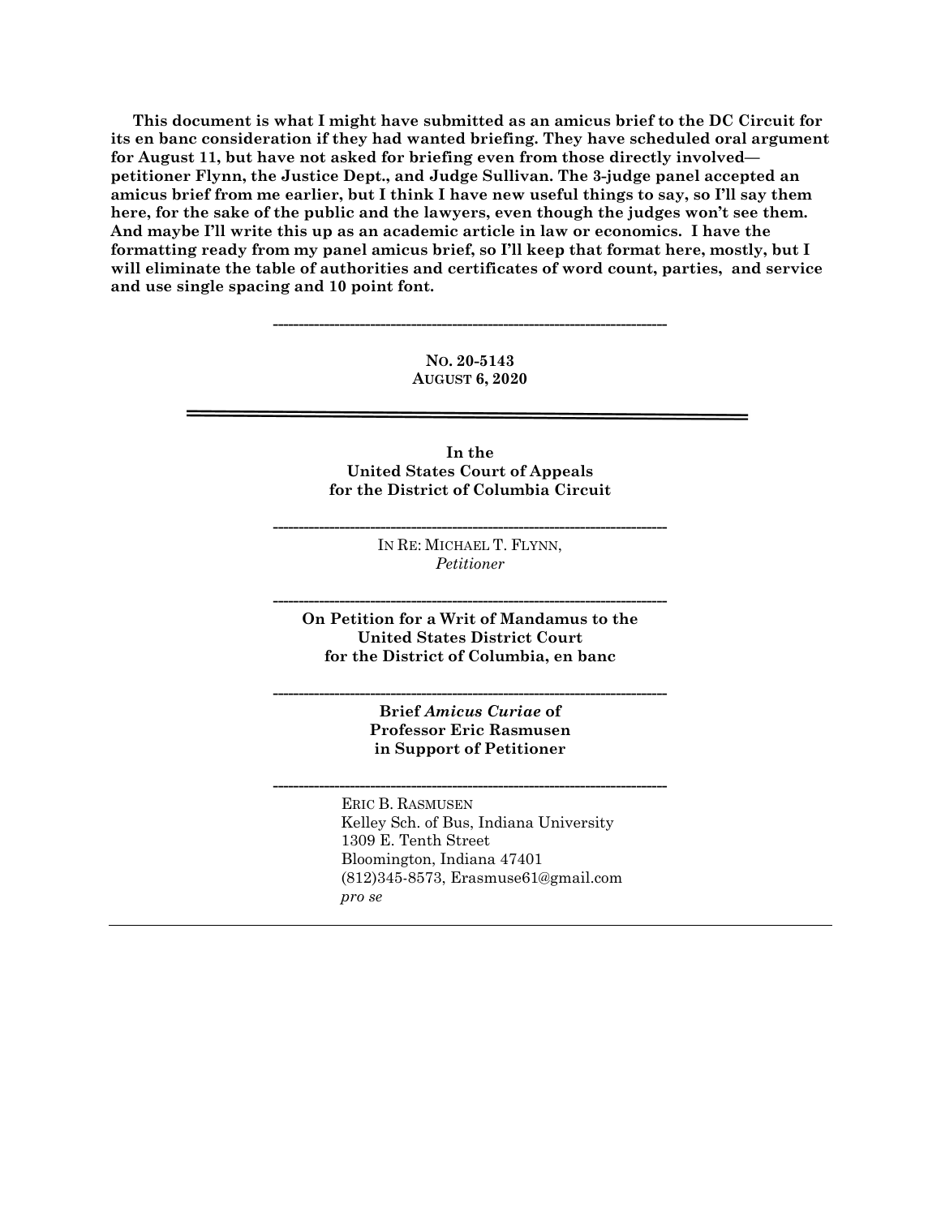**This document is what I might have submitted as an amicus brief to the DC Circuit for its en banc consideration if they had wanted briefing. They have scheduled oral argument for August 11, but have not asked for briefing even from those directly involved—petitioner Flynn, the Justice Dept., and Judge Sullivan. The 3-judge panel accepted an amicus brief from me earlier, but I think I have new useful things to say, so I'll say them here, for the sake of the public and the lawyers, even though the judges won't see them. And maybe I'll write this up as an academic article in law or economics. I have the formatting ready from my panel amicus brief, so I'll keep that format here, mostly, but I will eliminate the table of authorities and certificates of word count, parties, and service and use single spacing and 10 point font.**

---

**NO. 20-5143**
**AUGUST 6, 2020**

---

**In the**
**United States Court of Appeals**
**for the District of Columbia Circuit**

---

IN RE: MICHAEL T. FLYNN,
*Petitioner*

---

**On Petition for a Writ of Mandamus to the**
**United States District Court**
**for the District of Columbia, en banc**

---

**Brief *Amicus Curiae* of**
**Professor Eric Rasmusen**
**in Support of Petitioner**

---

ERIC B. RASMUSEN
Kelley Sch. of Bus, Indiana University
1309 E. Tenth Street
Bloomington, Indiana 47401
(812)345-8573, Erasmuse61@gmail.com
*pro se*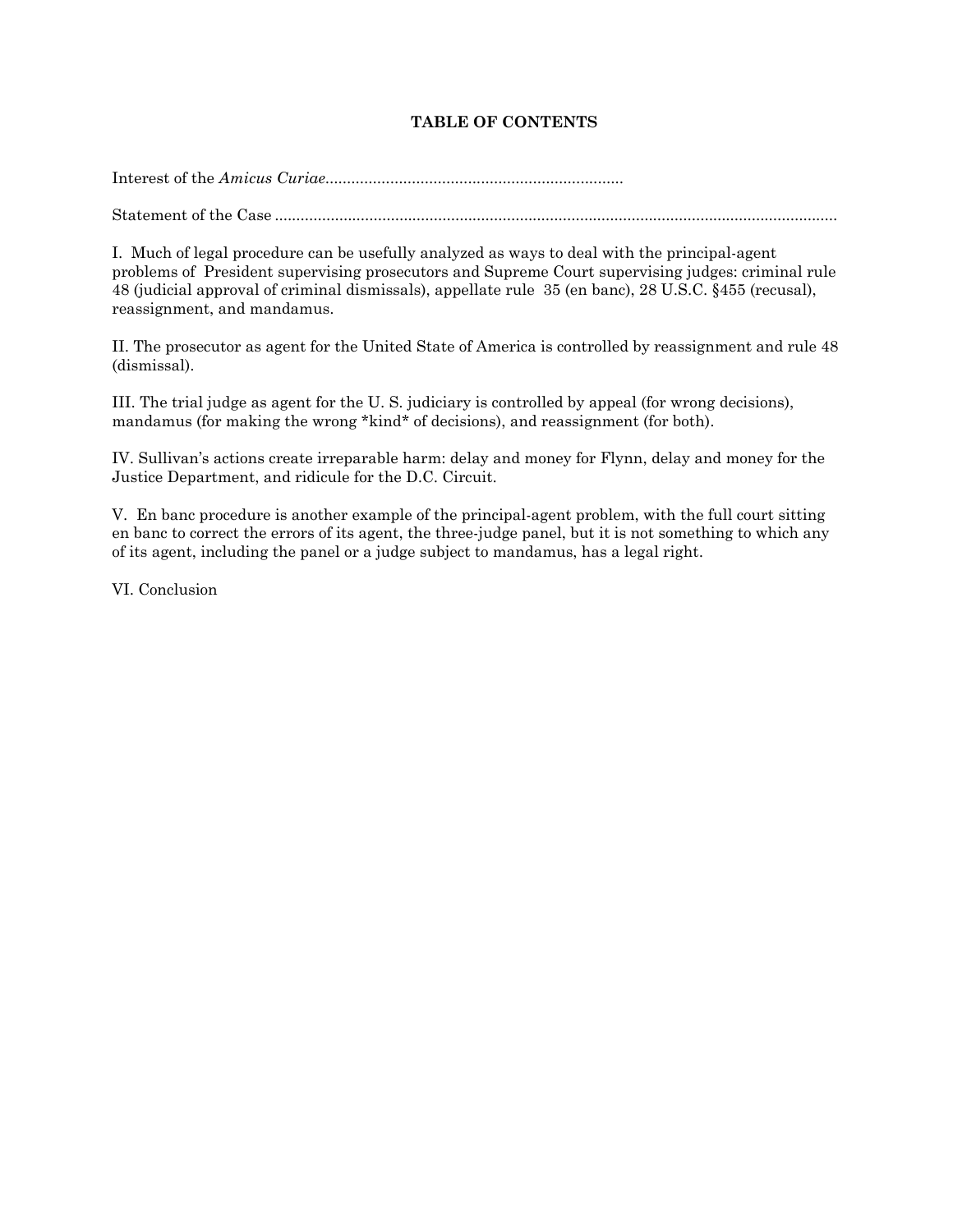## TABLE OF CONTENTS

Interest of the *Amicus Curiae*......................................................................

Statement of the Case ....................................................................................................................................

I. Much of legal procedure can be usefully analyzed as ways to deal with the principal-agent problems of President supervising prosecutors and Supreme Court supervising judges: criminal rule 48 (judicial approval of criminal dismissals), appellate rule 35 (en banc), 28 U.S.C. §455 (recusal), reassignment, and mandamus.

II. The prosecutor as agent for the United State of America is controlled by reassignment and rule 48 (dismissal).

III. The trial judge as agent for the U. S. judiciary is controlled by appeal (for wrong decisions), mandamus (for making the wrong *kind* of decisions), and reassignment (for both).

IV. Sullivan's actions create irreparable harm: delay and money for Flynn, delay and money for the Justice Department, and ridicule for the D.C. Circuit.

V. En banc procedure is another example of the principal-agent problem, with the full court sitting en banc to correct the errors of its agent, the three-judge panel, but it is not something to which any of its agent, including the panel or a judge subject to mandamus, has a legal right.

VI. Conclusion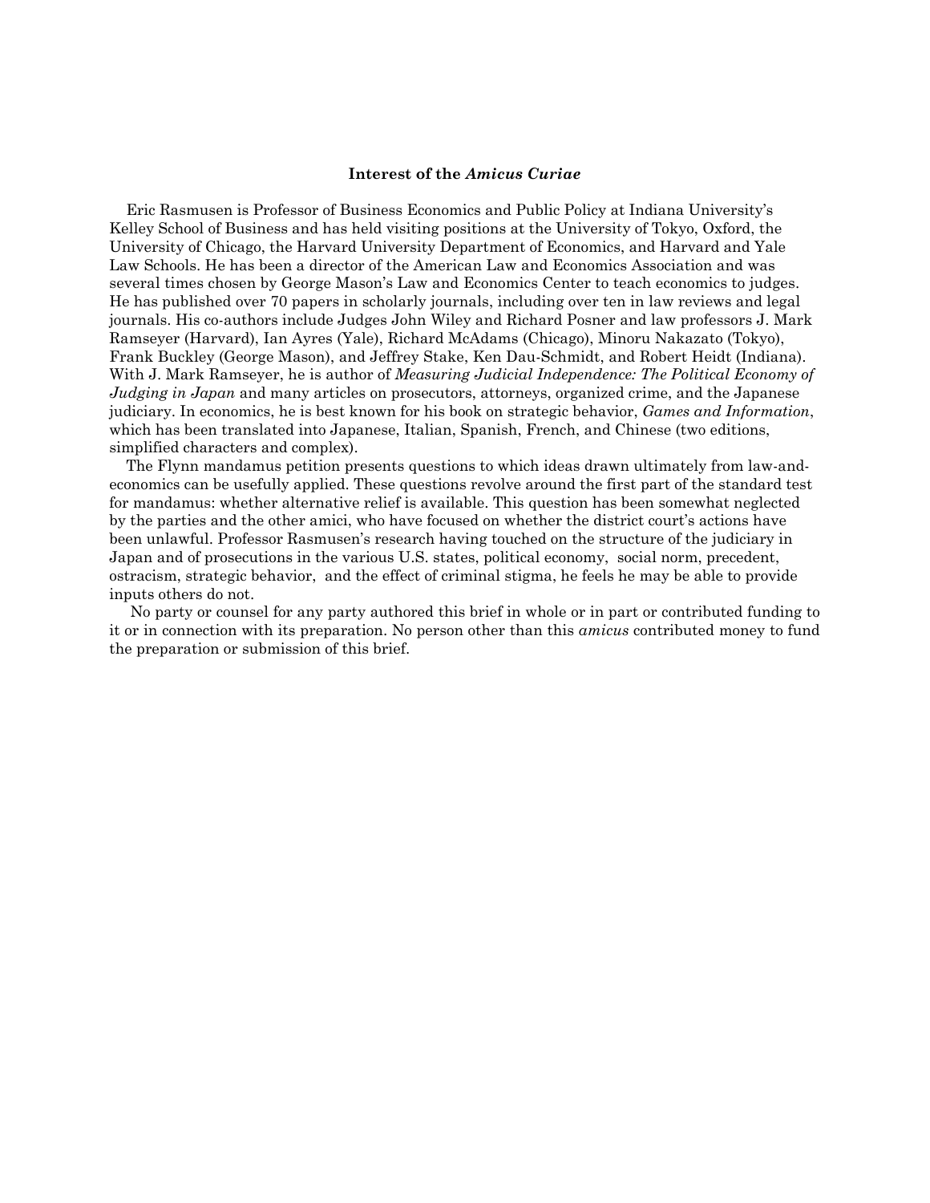## Interest of the *Amicus Curiae*

Eric Rasmusen is Professor of Business Economics and Public Policy at Indiana University's Kelley School of Business and has held visiting positions at the University of Tokyo, Oxford, the University of Chicago, the Harvard University Department of Economics, and Harvard and Yale Law Schools. He has been a director of the American Law and Economics Association and was several times chosen by George Mason's Law and Economics Center to teach economics to judges. He has published over 70 papers in scholarly journals, including over ten in law reviews and legal journals. His co-authors include Judges John Wiley and Richard Posner and law professors J. Mark Ramseyer (Harvard), Ian Ayres (Yale), Richard McAdams (Chicago), Minoru Nakazato (Tokyo), Frank Buckley (George Mason), and Jeffrey Stake, Ken Dau-Schmidt, and Robert Heidt (Indiana). With J. Mark Ramseyer, he is author of *Measuring Judicial Independence: The Political Economy of Judging in Japan* and many articles on prosecutors, attorneys, organized crime, and the Japanese judiciary. In economics, he is best known for his book on strategic behavior, *Games and Information*, which has been translated into Japanese, Italian, Spanish, French, and Chinese (two editions, simplified characters and complex).

The Flynn mandamus petition presents questions to which ideas drawn ultimately from law-and-economics can be usefully applied. These questions revolve around the first part of the standard test for mandamus: whether alternative relief is available. This question has been somewhat neglected by the parties and the other amici, who have focused on whether the district court's actions have been unlawful. Professor Rasmusen's research having touched on the structure of the judiciary in Japan and of prosecutions in the various U.S. states, political economy, social norm, precedent, ostracism, strategic behavior, and the effect of criminal stigma, he feels he may be able to provide inputs others do not.

No party or counsel for any party authored this brief in whole or in part or contributed funding to it or in connection with its preparation. No person other than this *amicus* contributed money to fund the preparation or submission of this brief.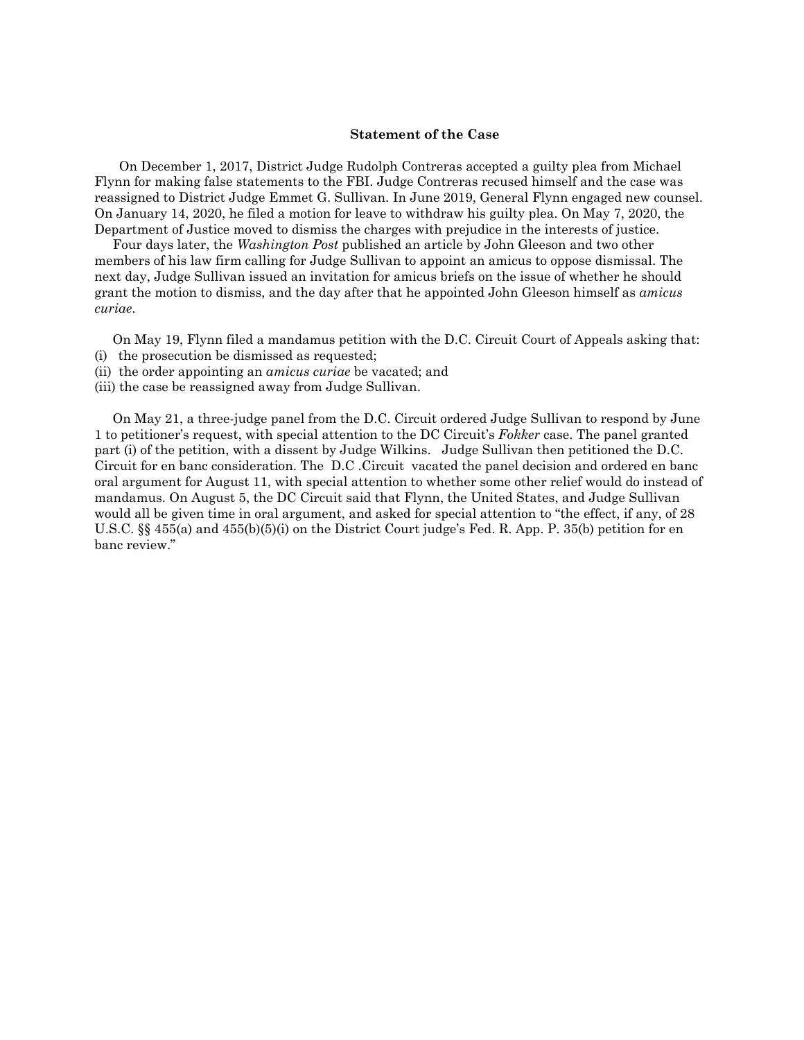## Statement of the Case

On December 1, 2017, District Judge Rudolph Contreras accepted a guilty plea from Michael Flynn for making false statements to the FBI. Judge Contreras recused himself and the case was reassigned to District Judge Emmet G. Sullivan. In June 2019, General Flynn engaged new counsel. On January 14, 2020, he filed a motion for leave to withdraw his guilty plea. On May 7, 2020, the Department of Justice moved to dismiss the charges with prejudice in the interests of justice.

Four days later, the *Washington Post* published an article by John Gleeson and two other members of his law firm calling for Judge Sullivan to appoint an amicus to oppose dismissal. The next day, Judge Sullivan issued an invitation for amicus briefs on the issue of whether he should grant the motion to dismiss, and the day after that he appointed John Gleeson himself as *amicus curiae*.

On May 19, Flynn filed a mandamus petition with the D.C. Circuit Court of Appeals asking that:
(i) the prosecution be dismissed as requested;
(ii) the order appointing an *amicus curiae* be vacated; and
(iii) the case be reassigned away from Judge Sullivan.

On May 21, a three-judge panel from the D.C. Circuit ordered Judge Sullivan to respond by June 1 to petitioner's request, with special attention to the DC Circuit's *Fokker* case. The panel granted part (i) of the petition, with a dissent by Judge Wilkins. Judge Sullivan then petitioned the D.C. Circuit for en banc consideration. The D.C .Circuit vacated the panel decision and ordered en banc oral argument for August 11, with special attention to whether some other relief would do instead of mandamus. On August 5, the DC Circuit said that Flynn, the United States, and Judge Sullivan would all be given time in oral argument, and asked for special attention to "the effect, if any, of 28 U.S.C. §§ 455(a) and 455(b)(5)(i) on the District Court judge's Fed. R. App. P. 35(b) petition for en banc review."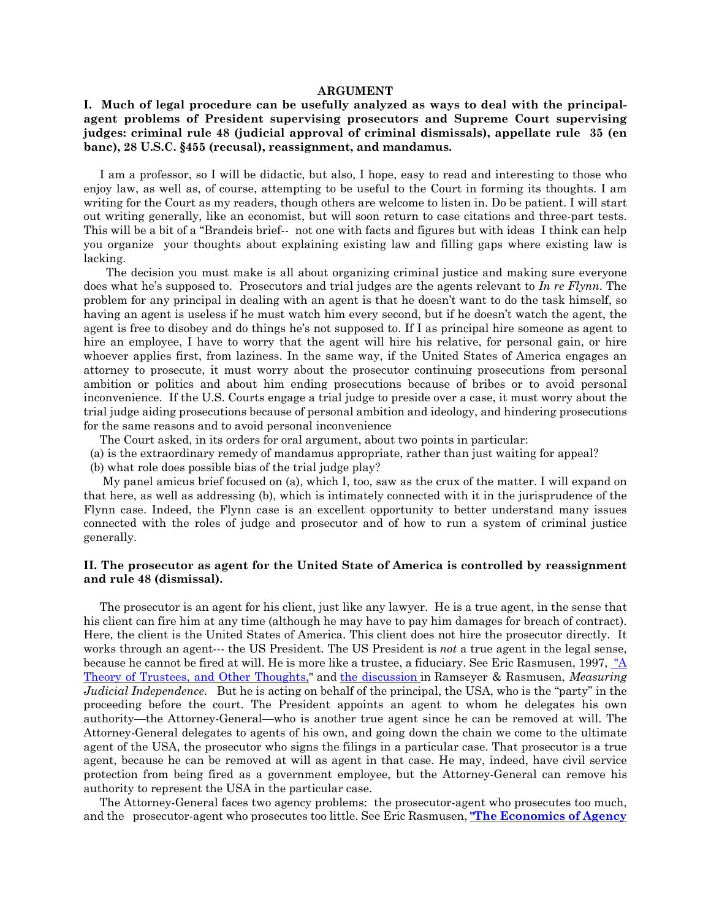# ARGUMENT

## I. Much of legal procedure can be usefully analyzed as ways to deal with the principal-agent problems of President supervising prosecutors and Supreme Court supervising judges: criminal rule 48 (judicial approval of criminal dismissals), appellate rule 35 (en banc), 28 U.S.C. §455 (recusal), reassignment, and mandamus.

I am a professor, so I will be didactic, but also, I hope, easy to read and interesting to those who enjoy law, as well as, of course, attempting to be useful to the Court in forming its thoughts. I am writing for the Court as my readers, though others are welcome to listen in. Do be patient. I will start out writing generally, like an economist, but will soon return to case citations and three-part tests. This will be a bit of a "Brandeis brief-- not one with facts and figures but with ideas I think can help you organize your thoughts about explaining existing law and filling gaps where existing law is lacking.

The decision you must make is all about organizing criminal justice and making sure everyone does what he's supposed to. Prosecutors and trial judges are the agents relevant to *In re Flynn*. The problem for any principal in dealing with an agent is that he doesn't want to do the task himself, so having an agent is useless if he must watch him every second, but if he doesn't watch the agent, the agent is free to disobey and do things he's not supposed to. If I as principal hire someone as agent to hire an employee, I have to worry that the agent will hire his relative, for personal gain, or hire whoever applies first, from laziness. In the same way, if the United States of America engages an attorney to prosecute, it must worry about the prosecutor continuing prosecutions from personal ambition or politics and about him ending prosecutions because of bribes or to avoid personal inconvenience. If the U.S. Courts engage a trial judge to preside over a case, it must worry about the trial judge aiding prosecutions because of personal ambition and ideology, and hindering prosecutions for the same reasons and to avoid personal inconvenience

The Court asked, in its orders for oral argument, about two points in particular:

(a) is the extraordinary remedy of mandamus appropriate, rather than just waiting for appeal?
(b) what role does possible bias of the trial judge play?

My panel amicus brief focused on (a), which I, too, saw as the crux of the matter. I will expand on that here, as well as addressing (b), which is intimately connected with it in the jurisprudence of the Flynn case. Indeed, the Flynn case is an excellent opportunity to better understand many issues connected with the roles of judge and prosecutor and of how to run a system of criminal justice generally.

## II. The prosecutor as agent for the United State of America is controlled by reassignment and rule 48 (dismissal).

The prosecutor is an agent for his client, just like any lawyer. He is a true agent, in the sense that his client can fire him at any time (although he may have to pay him damages for breach of contract). Here, the client is the United States of America. This client does not hire the prosecutor directly. It works through an agent--- the US President. The US President is *not* a true agent in the legal sense, because he cannot be fired at will. He is more like a trustee, a fiduciary. See Eric Rasmusen, 1997, "A Theory of Trustees, and Other Thoughts," and the discussion in Ramseyer & Rasmusen, *Measuring Judicial Independence*. But he is acting on behalf of the principal, the USA, who is the "party" in the proceeding before the court. The President appoints an agent to whom he delegates his own authority—the Attorney-General—who is another true agent since he can be removed at will. The Attorney-General delegates to agents of his own, and going down the chain we come to the ultimate agent of the USA, the prosecutor who signs the filings in a particular case. That prosecutor is a true agent, because he can be removed at will as agent in that case. He may, indeed, have civil service protection from being fired as a government employee, but the Attorney-General can remove his authority to represent the USA in the particular case.

The Attorney-General faces two agency problems: the prosecutor-agent who prosecutes too much, and the prosecutor-agent who prosecutes too little. See Eric Rasmusen, **"The Economics of Agency**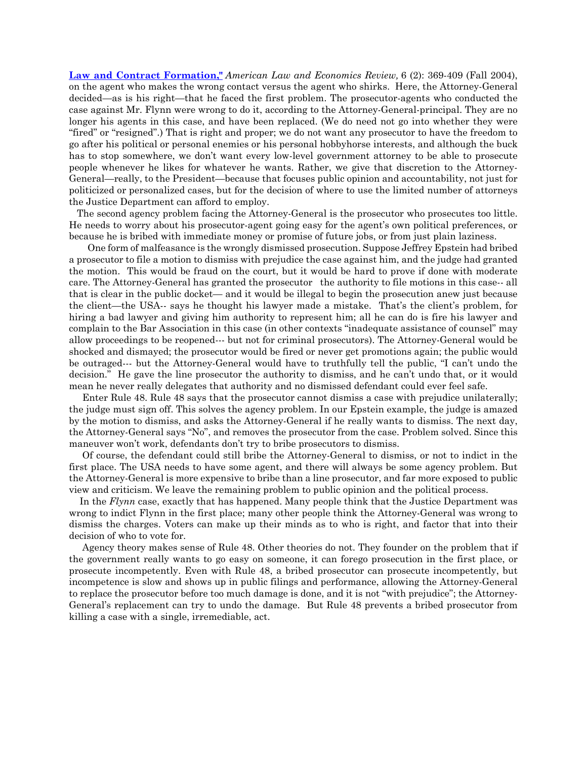**Law and Contract Formation,"** *American Law and Economics Review,* 6 (2): 369-409 (Fall 2004), on the agent who makes the wrong contact versus the agent who shirks. Here, the Attorney-General decided—as is his right—that he faced the first problem. The prosecutor-agents who conducted the case against Mr. Flynn were wrong to do it, according to the Attorney-General-principal. They are no longer his agents in this case, and have been replaced. (We do need not go into whether they were "fired" or "resigned".) That is right and proper; we do not want any prosecutor to have the freedom to go after his political or personal enemies or his personal hobbyhorse interests, and although the buck has to stop somewhere, we don't want every low-level government attorney to be able to prosecute people whenever he likes for whatever he wants. Rather, we give that discretion to the Attorney-General—really, to the President—because that focuses public opinion and accountability, not just for politicized or personalized cases, but for the decision of where to use the limited number of attorneys the Justice Department can afford to employ.

The second agency problem facing the Attorney-General is the prosecutor who prosecutes too little. He needs to worry about his prosecutor-agent going easy for the agent's own political preferences, or because he is bribed with immediate money or promise of future jobs, or from just plain laziness.

One form of malfeasance is the wrongly dismissed prosecution. Suppose Jeffrey Epstein had bribed a prosecutor to file a motion to dismiss with prejudice the case against him, and the judge had granted the motion. This would be fraud on the court, but it would be hard to prove if done with moderate care. The Attorney-General has granted the prosecutor the authority to file motions in this case-- all that is clear in the public docket— and it would be illegal to begin the prosecution anew just because the client—the USA-- says he thought his lawyer made a mistake. That's the client's problem, for hiring a bad lawyer and giving him authority to represent him; all he can do is fire his lawyer and complain to the Bar Association in this case (in other contexts "inadequate assistance of counsel" may allow proceedings to be reopened--- but not for criminal prosecutors). The Attorney-General would be shocked and dismayed; the prosecutor would be fired or never get promotions again; the public would be outraged--- but the Attorney-General would have to truthfully tell the public, "I can't undo the decision." He gave the line prosecutor the authority to dismiss, and he can't undo that, or it would mean he never really delegates that authority and no dismissed defendant could ever feel safe.

Enter Rule 48. Rule 48 says that the prosecutor cannot dismiss a case with prejudice unilaterally; the judge must sign off. This solves the agency problem. In our Epstein example, the judge is amazed by the motion to dismiss, and asks the Attorney-General if he really wants to dismiss. The next day, the Attorney-General says "No", and removes the prosecutor from the case. Problem solved. Since this maneuver won't work, defendants don't try to bribe prosecutors to dismiss.

Of course, the defendant could still bribe the Attorney-General to dismiss, or not to indict in the first place. The USA needs to have some agent, and there will always be some agency problem. But the Attorney-General is more expensive to bribe than a line prosecutor, and far more exposed to public view and criticism. We leave the remaining problem to public opinion and the political process.

In the *Flynn* case, exactly that has happened. Many people think that the Justice Department was wrong to indict Flynn in the first place; many other people think the Attorney-General was wrong to dismiss the charges. Voters can make up their minds as to who is right, and factor that into their decision of who to vote for.

Agency theory makes sense of Rule 48. Other theories do not. They founder on the problem that if the government really wants to go easy on someone, it can forego prosecution in the first place, or prosecute incompetently. Even with Rule 48, a bribed prosecutor can prosecute incompetently, but incompetence is slow and shows up in public filings and performance, allowing the Attorney-General to replace the prosecutor before too much damage is done, and it is not "with prejudice"; the Attorney-General's replacement can try to undo the damage. But Rule 48 prevents a bribed prosecutor from killing a case with a single, irremediable, act.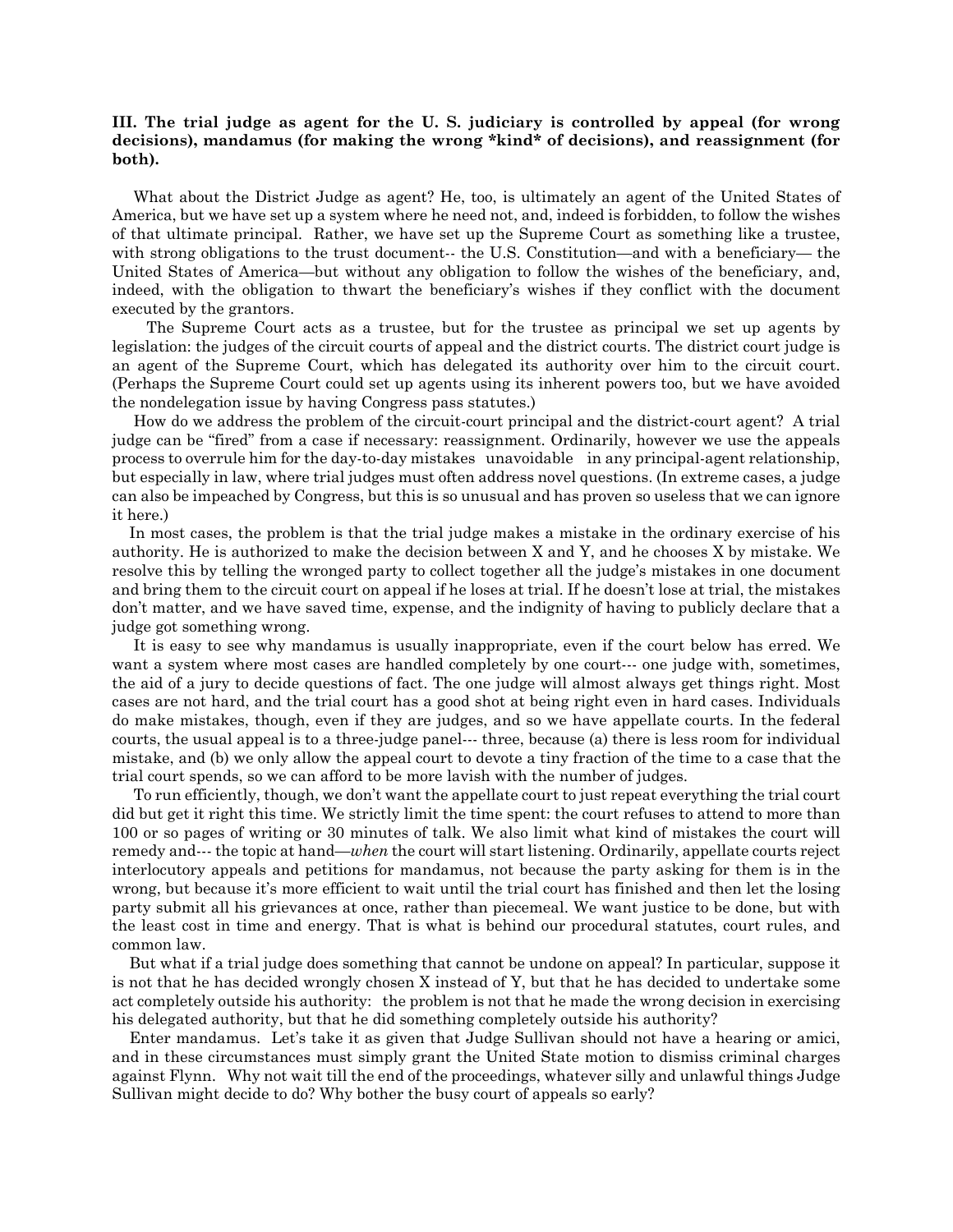**III. The trial judge as agent for the U. S. judiciary is controlled by appeal (for wrong decisions), mandamus (for making the wrong *kind* of decisions), and reassignment (for both).**

What about the District Judge as agent? He, too, is ultimately an agent of the United States of America, but we have set up a system where he need not, and, indeed is forbidden, to follow the wishes of that ultimate principal. Rather, we have set up the Supreme Court as something like a trustee, with strong obligations to the trust document-- the U.S. Constitution—and with a beneficiary— the United States of America—but without any obligation to follow the wishes of the beneficiary, and, indeed, with the obligation to thwart the beneficiary's wishes if they conflict with the document executed by the grantors.

The Supreme Court acts as a trustee, but for the trustee as principal we set up agents by legislation: the judges of the circuit courts of appeal and the district courts. The district court judge is an agent of the Supreme Court, which has delegated its authority over him to the circuit court. (Perhaps the Supreme Court could set up agents using its inherent powers too, but we have avoided the nondelegation issue by having Congress pass statutes.)

How do we address the problem of the circuit-court principal and the district-court agent? A trial judge can be "fired" from a case if necessary: reassignment. Ordinarily, however we use the appeals process to overrule him for the day-to-day mistakes unavoidable in any principal-agent relationship, but especially in law, where trial judges must often address novel questions. (In extreme cases, a judge can also be impeached by Congress, but this is so unusual and has proven so useless that we can ignore it here.)

In most cases, the problem is that the trial judge makes a mistake in the ordinary exercise of his authority. He is authorized to make the decision between X and Y, and he chooses X by mistake. We resolve this by telling the wronged party to collect together all the judge's mistakes in one document and bring them to the circuit court on appeal if he loses at trial. If he doesn't lose at trial, the mistakes don't matter, and we have saved time, expense, and the indignity of having to publicly declare that a judge got something wrong.

It is easy to see why mandamus is usually inappropriate, even if the court below has erred. We want a system where most cases are handled completely by one court--- one judge with, sometimes, the aid of a jury to decide questions of fact. The one judge will almost always get things right. Most cases are not hard, and the trial court has a good shot at being right even in hard cases. Individuals do make mistakes, though, even if they are judges, and so we have appellate courts. In the federal courts, the usual appeal is to a three-judge panel--- three, because (a) there is less room for individual mistake, and (b) we only allow the appeal court to devote a tiny fraction of the time to a case that the trial court spends, so we can afford to be more lavish with the number of judges.

To run efficiently, though, we don't want the appellate court to just repeat everything the trial court did but get it right this time. We strictly limit the time spent: the court refuses to attend to more than 100 or so pages of writing or 30 minutes of talk. We also limit what kind of mistakes the court will remedy and--- the topic at hand—*when* the court will start listening. Ordinarily, appellate courts reject interlocutory appeals and petitions for mandamus, not because the party asking for them is in the wrong, but because it's more efficient to wait until the trial court has finished and then let the losing party submit all his grievances at once, rather than piecemeal. We want justice to be done, but with the least cost in time and energy. That is what is behind our procedural statutes, court rules, and common law.

But what if a trial judge does something that cannot be undone on appeal? In particular, suppose it is not that he has decided wrongly chosen X instead of Y, but that he has decided to undertake some act completely outside his authority: the problem is not that he made the wrong decision in exercising his delegated authority, but that he did something completely outside his authority?

Enter mandamus. Let's take it as given that Judge Sullivan should not have a hearing or amici, and in these circumstances must simply grant the United State motion to dismiss criminal charges against Flynn. Why not wait till the end of the proceedings, whatever silly and unlawful things Judge Sullivan might decide to do? Why bother the busy court of appeals so early?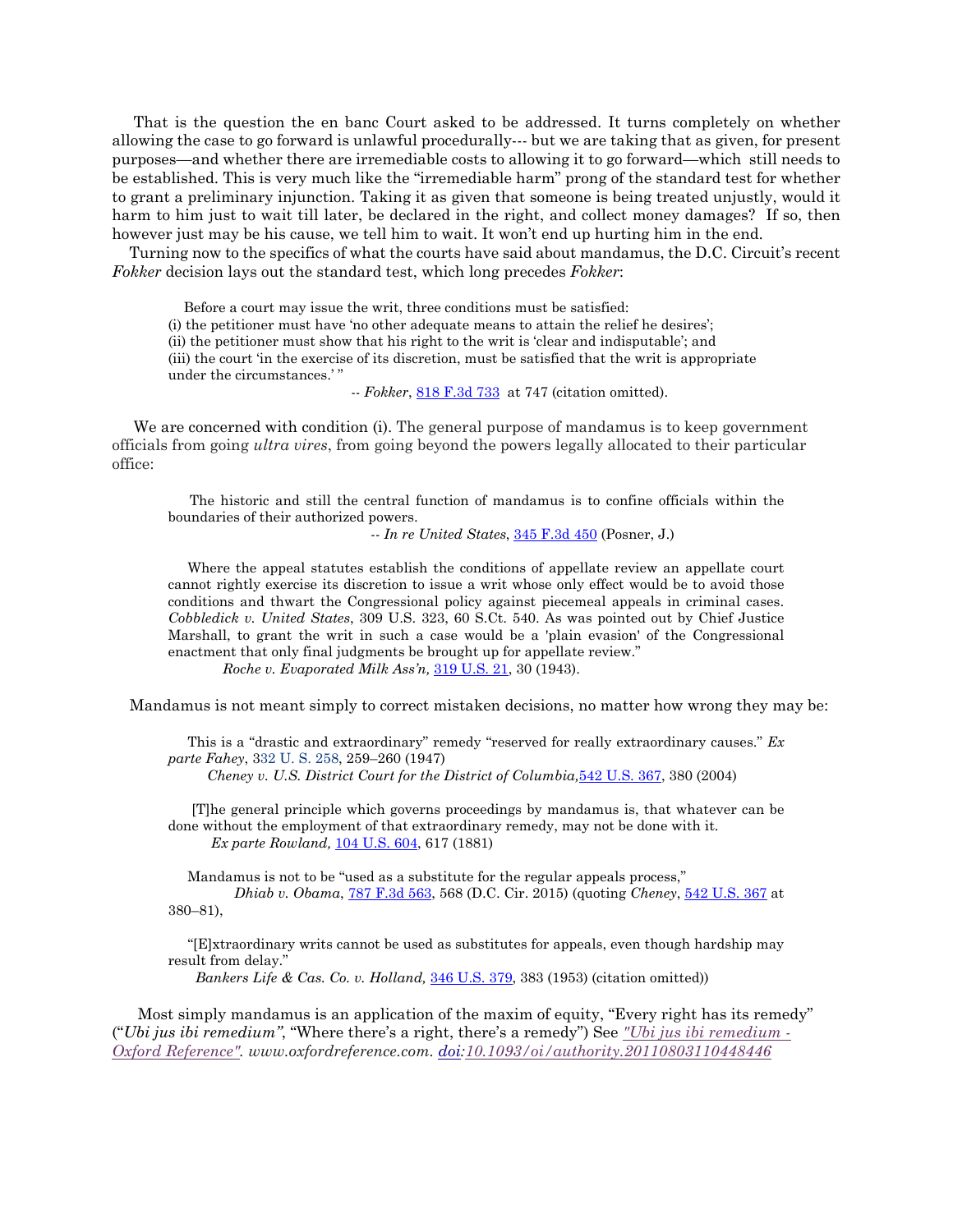That is the question the en banc Court asked to be addressed. It turns completely on whether allowing the case to go forward is unlawful procedurally--- but we are taking that as given, for present purposes—and whether there are irremediable costs to allowing it to go forward—which still needs to be established. This is very much like the "irremediable harm" prong of the standard test for whether to grant a preliminary injunction. Taking it as given that someone is being treated unjustly, would it harm to him just to wait till later, be declared in the right, and collect money damages? If so, then however just may be his cause, we tell him to wait. It won't end up hurting him in the end.

Turning now to the specifics of what the courts have said about mandamus, the D.C. Circuit's recent *Fokker* decision lays out the standard test, which long precedes *Fokker*:

> Before a court may issue the writ, three conditions must be satisfied:
> (i) the petitioner must have 'no other adequate means to attain the relief he desires';
> (ii) the petitioner must show that his right to the writ is 'clear and indisputable'; and
> (iii) the court 'in the exercise of its discretion, must be satisfied that the writ is appropriate under the circumstances.' "
>
> -- *Fokker*, 818 F.3d 733 at 747 (citation omitted).

We are concerned with condition (i). The general purpose of mandamus is to keep government officials from going *ultra vires*, from going beyond the powers legally allocated to their particular office:

> The historic and still the central function of mandamus is to confine officials within the boundaries of their authorized powers.
>
> -- *In re United States*, 345 F.3d 450 (Posner, J.)

> Where the appeal statutes establish the conditions of appellate review an appellate court cannot rightly exercise its discretion to issue a writ whose only effect would be to avoid those conditions and thwart the Congressional policy against piecemeal appeals in criminal cases. *Cobbledick v. United States*, 309 U.S. 323, 60 S.Ct. 540. As was pointed out by Chief Justice Marshall, to grant the writ in such a case would be a 'plain evasion' of the Congressional enactment that only final judgments be brought up for appellate review."
>
> *Roche v. Evaporated Milk Ass'n,* 319 U.S. 21, 30 (1943).

Mandamus is not meant simply to correct mistaken decisions, no matter how wrong they may be:

> This is a "drastic and extraordinary" remedy "reserved for really extraordinary causes." *Ex parte Fahey*, 332 U. S. 258, 259–260 (1947)
>
> *Cheney v. U.S. District Court for the District of Columbia,*542 U.S. 367, 380 (2004)

> [T]he general principle which governs proceedings by mandamus is, that whatever can be done without the employment of that extraordinary remedy, may not be done with it.
>
> *Ex parte Rowland,* 104 U.S. 604, 617 (1881)

> Mandamus is not to be "used as a substitute for the regular appeals process,"
>
> *Dhiab v. Obama*, 787 F.3d 563, 568 (D.C. Cir. 2015) (quoting *Cheney*, 542 U.S. 367 at 380–81),

> "[E]xtraordinary writs cannot be used as substitutes for appeals, even though hardship may result from delay."
>
> *Bankers Life & Cas. Co. v. Holland,* 346 U.S. 379, 383 (1953) (citation omitted))

Most simply mandamus is an application of the maxim of equity, "Every right has its remedy" ("*Ubi jus ibi remedium"*, "Where there's a right, there's a remedy") See *"Ubi jus ibi remedium - Oxford Reference". www.oxfordreference.com. doi:10.1093/oi/authority.20110803110448446*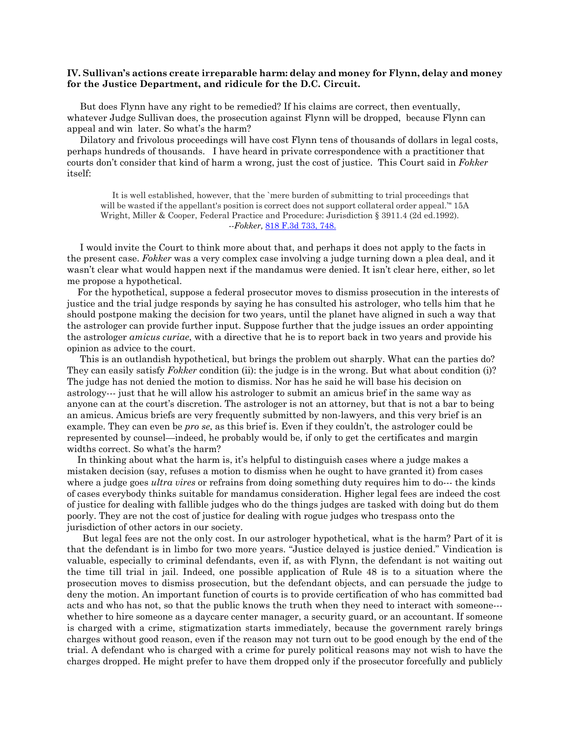**IV. Sullivan's actions create irreparable harm: delay and money for Flynn, delay and money for the Justice Department, and ridicule for the D.C. Circuit.**

But does Flynn have any right to be remedied? If his claims are correct, then eventually, whatever Judge Sullivan does, the prosecution against Flynn will be dropped, because Flynn can appeal and win later. So what's the harm?

Dilatory and frivolous proceedings will have cost Flynn tens of thousands of dollars in legal costs, perhaps hundreds of thousands. I have heard in private correspondence with a practitioner that courts don't consider that kind of harm a wrong, just the cost of justice. This Court said in *Fokker* itself:

> It is well established, however, that the `mere burden of submitting to trial proceedings that will be wasted if the appellant's position is correct does not support collateral order appeal.'" 15A Wright, Miller & Cooper, Federal Practice and Procedure: Jurisdiction § 3911.4 (2d ed.1992).
>
> --*Fokker,* 818 F.3d 733, 748.

I would invite the Court to think more about that, and perhaps it does not apply to the facts in the present case. *Fokker* was a very complex case involving a judge turning down a plea deal, and it wasn't clear what would happen next if the mandamus were denied. It isn't clear here, either, so let me propose a hypothetical.

For the hypothetical, suppose a federal prosecutor moves to dismiss prosecution in the interests of justice and the trial judge responds by saying he has consulted his astrologer, who tells him that he should postpone making the decision for two years, until the planet have aligned in such a way that the astrologer can provide further input. Suppose further that the judge issues an order appointing the astrologer *amicus curiae*, with a directive that he is to report back in two years and provide his opinion as advice to the court.

This is an outlandish hypothetical, but brings the problem out sharply. What can the parties do? They can easily satisfy *Fokker* condition (ii): the judge is in the wrong. But what about condition (i)? The judge has not denied the motion to dismiss. Nor has he said he will base his decision on astrology--- just that he will allow his astrologer to submit an amicus brief in the same way as anyone can at the court's discretion. The astrologer is not an attorney, but that is not a bar to being an amicus. Amicus briefs are very frequently submitted by non-lawyers, and this very brief is an example. They can even be *pro se*, as this brief is. Even if they couldn't, the astrologer could be represented by counsel—indeed, he probably would be, if only to get the certificates and margin widths correct. So what's the harm?

In thinking about what the harm is, it's helpful to distinguish cases where a judge makes a mistaken decision (say, refuses a motion to dismiss when he ought to have granted it) from cases where a judge goes *ultra vires* or refrains from doing something duty requires him to do--- the kinds of cases everybody thinks suitable for mandamus consideration. Higher legal fees are indeed the cost of justice for dealing with fallible judges who do the things judges are tasked with doing but do them poorly. They are not the cost of justice for dealing with rogue judges who trespass onto the jurisdiction of other actors in our society.

But legal fees are not the only cost. In our astrologer hypothetical, what is the harm? Part of it is that the defendant is in limbo for two more years. "Justice delayed is justice denied." Vindication is valuable, especially to criminal defendants, even if, as with Flynn, the defendant is not waiting out the time till trial in jail. Indeed, one possible application of Rule 48 is to a situation where the prosecution moves to dismiss prosecution, but the defendant objects, and can persuade the judge to deny the motion. An important function of courts is to provide certification of who has committed bad acts and who has not, so that the public knows the truth when they need to interact with someone--- whether to hire someone as a daycare center manager, a security guard, or an accountant. If someone is charged with a crime, stigmatization starts immediately, because the government rarely brings charges without good reason, even if the reason may not turn out to be good enough by the end of the trial. A defendant who is charged with a crime for purely political reasons may not wish to have the charges dropped. He might prefer to have them dropped only if the prosecutor forcefully and publicly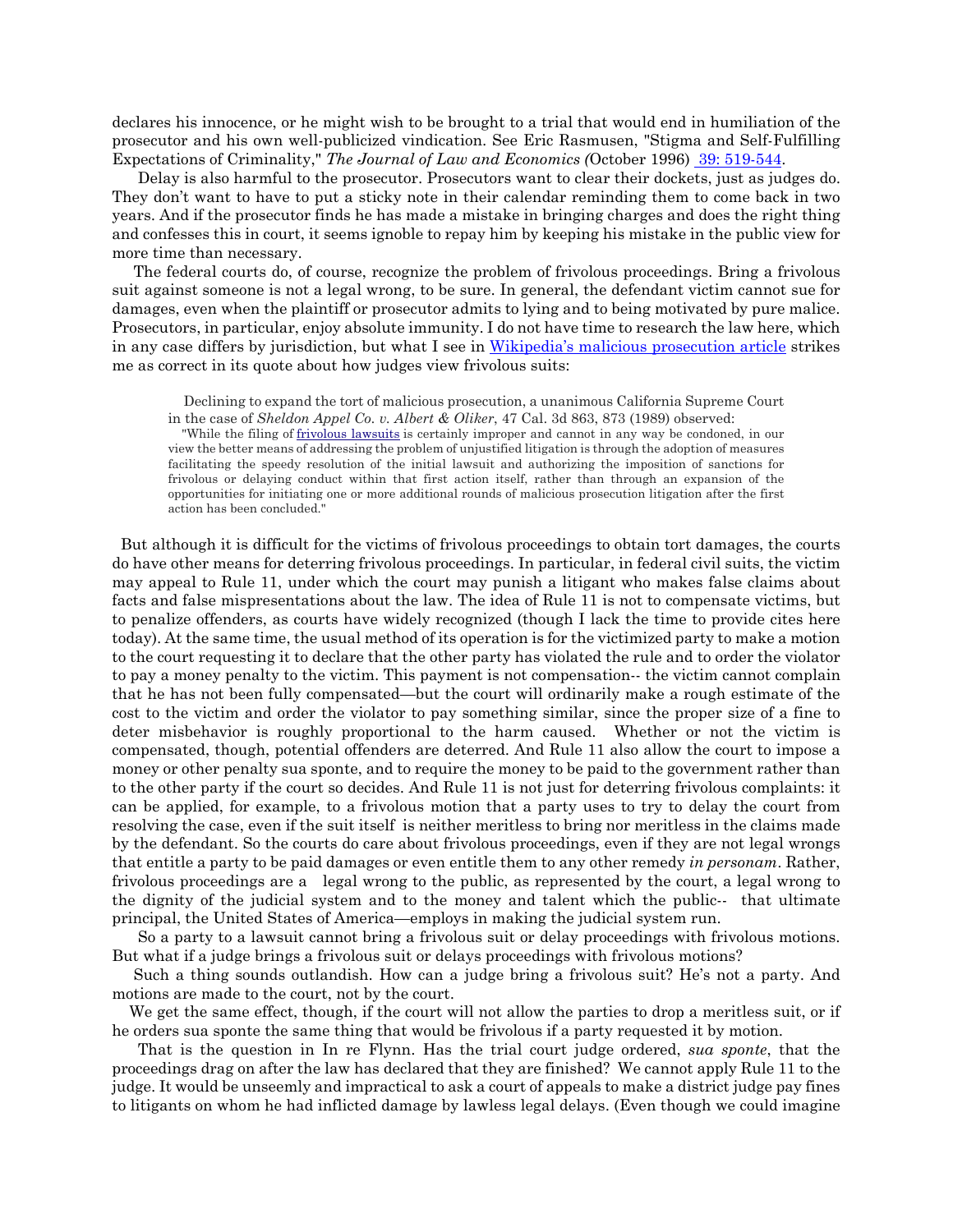declares his innocence, or he might wish to be brought to a trial that would end in humiliation of the prosecutor and his own well-publicized vindication. See Eric Rasmusen, "Stigma and Self-Fulfilling Expectations of Criminality," *The Journal of Law and Economics (*October 1996) 39: 519-544.

Delay is also harmful to the prosecutor. Prosecutors want to clear their dockets, just as judges do. They don't want to have to put a sticky note in their calendar reminding them to come back in two years. And if the prosecutor finds he has made a mistake in bringing charges and does the right thing and confesses this in court, it seems ignoble to repay him by keeping his mistake in the public view for more time than necessary.

The federal courts do, of course, recognize the problem of frivolous proceedings. Bring a frivolous suit against someone is not a legal wrong, to be sure. In general, the defendant victim cannot sue for damages, even when the plaintiff or prosecutor admits to lying and to being motivated by pure malice. Prosecutors, in particular, enjoy absolute immunity. I do not have time to research the law here, which in any case differs by jurisdiction, but what I see in Wikipedia's malicious prosecution article strikes me as correct in its quote about how judges view frivolous suits:

> Declining to expand the tort of malicious prosecution, a unanimous California Supreme Court in the case of *Sheldon Appel Co. v. Albert & Oliker*, 47 Cal. 3d 863, 873 (1989) observed:
>
> "While the filing of frivolous lawsuits is certainly improper and cannot in any way be condoned, in our view the better means of addressing the problem of unjustified litigation is through the adoption of measures facilitating the speedy resolution of the initial lawsuit and authorizing the imposition of sanctions for frivolous or delaying conduct within that first action itself, rather than through an expansion of the opportunities for initiating one or more additional rounds of malicious prosecution litigation after the first action has been concluded."

But although it is difficult for the victims of frivolous proceedings to obtain tort damages, the courts do have other means for deterring frivolous proceedings. In particular, in federal civil suits, the victim may appeal to Rule 11, under which the court may punish a litigant who makes false claims about facts and false mispresentations about the law. The idea of Rule 11 is not to compensate victims, but to penalize offenders, as courts have widely recognized (though I lack the time to provide cites here today). At the same time, the usual method of its operation is for the victimized party to make a motion to the court requesting it to declare that the other party has violated the rule and to order the violator to pay a money penalty to the victim. This payment is not compensation-- the victim cannot complain that he has not been fully compensated—but the court will ordinarily make a rough estimate of the cost to the victim and order the violator to pay something similar, since the proper size of a fine to deter misbehavior is roughly proportional to the harm caused. Whether or not the victim is compensated, though, potential offenders are deterred. And Rule 11 also allow the court to impose a money or other penalty sua sponte, and to require the money to be paid to the government rather than to the other party if the court so decides. And Rule 11 is not just for deterring frivolous complaints: it can be applied, for example, to a frivolous motion that a party uses to try to delay the court from resolving the case, even if the suit itself is neither meritless to bring nor meritless in the claims made by the defendant. So the courts do care about frivolous proceedings, even if they are not legal wrongs that entitle a party to be paid damages or even entitle them to any other remedy *in personam*. Rather, frivolous proceedings are a legal wrong to the public, as represented by the court, a legal wrong to the dignity of the judicial system and to the money and talent which the public-- that ultimate principal, the United States of America—employs in making the judicial system run.

So a party to a lawsuit cannot bring a frivolous suit or delay proceedings with frivolous motions. But what if a judge brings a frivolous suit or delays proceedings with frivolous motions?

Such a thing sounds outlandish. How can a judge bring a frivolous suit? He's not a party. And motions are made to the court, not by the court.

We get the same effect, though, if the court will not allow the parties to drop a meritless suit, or if he orders sua sponte the same thing that would be frivolous if a party requested it by motion.

That is the question in In re Flynn. Has the trial court judge ordered, *sua sponte*, that the proceedings drag on after the law has declared that they are finished? We cannot apply Rule 11 to the judge. It would be unseemly and impractical to ask a court of appeals to make a district judge pay fines to litigants on whom he had inflicted damage by lawless legal delays. (Even though we could imagine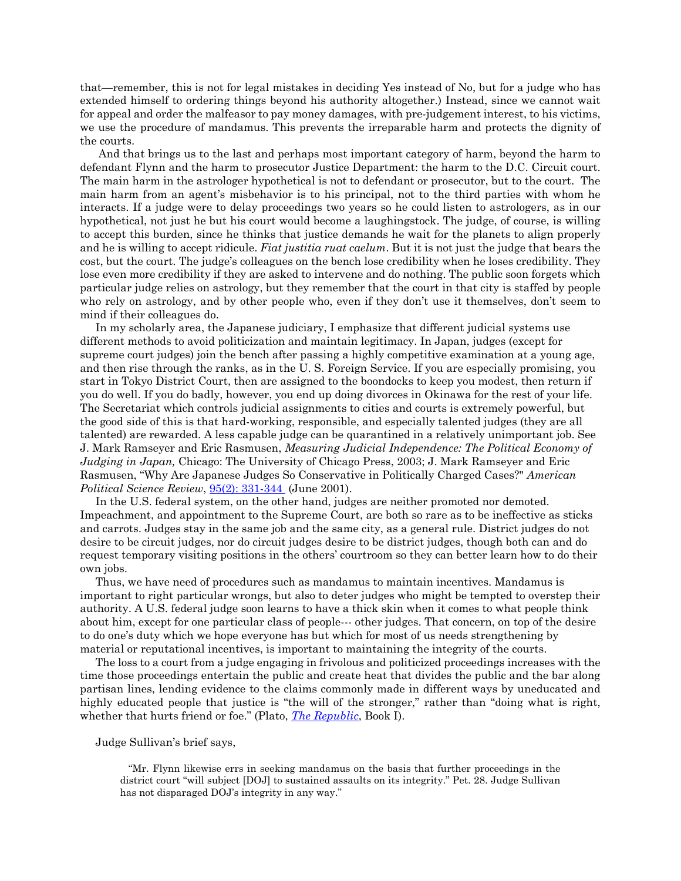that—remember, this is not for legal mistakes in deciding Yes instead of No, but for a judge who has extended himself to ordering things beyond his authority altogether.) Instead, since we cannot wait for appeal and order the malfeasor to pay money damages, with pre-judgement interest, to his victims, we use the procedure of mandamus. This prevents the irreparable harm and protects the dignity of the courts.

And that brings us to the last and perhaps most important category of harm, beyond the harm to defendant Flynn and the harm to prosecutor Justice Department: the harm to the D.C. Circuit court. The main harm in the astrologer hypothetical is not to defendant or prosecutor, but to the court. The main harm from an agent's misbehavior is to his principal, not to the third parties with whom he interacts. If a judge were to delay proceedings two years so he could listen to astrologers, as in our hypothetical, not just he but his court would become a laughingstock. The judge, of course, is willing to accept this burden, since he thinks that justice demands he wait for the planets to align properly and he is willing to accept ridicule. *Fiat justitia ruat caelum*. But it is not just the judge that bears the cost, but the court. The judge's colleagues on the bench lose credibility when he loses credibility. They lose even more credibility if they are asked to intervene and do nothing. The public soon forgets which particular judge relies on astrology, but they remember that the court in that city is staffed by people who rely on astrology, and by other people who, even if they don't use it themselves, don't seem to mind if their colleagues do.

In my scholarly area, the Japanese judiciary, I emphasize that different judicial systems use different methods to avoid politicization and maintain legitimacy. In Japan, judges (except for supreme court judges) join the bench after passing a highly competitive examination at a young age, and then rise through the ranks, as in the U. S. Foreign Service. If you are especially promising, you start in Tokyo District Court, then are assigned to the boondocks to keep you modest, then return if you do well. If you do badly, however, you end up doing divorces in Okinawa for the rest of your life. The Secretariat which controls judicial assignments to cities and courts is extremely powerful, but the good side of this is that hard-working, responsible, and especially talented judges (they are all talented) are rewarded. A less capable judge can be quarantined in a relatively unimportant job. See J. Mark Ramseyer and Eric Rasmusen, *Measuring Judicial Independence: The Political Economy of Judging in Japan,* Chicago: The University of Chicago Press, 2003; J. Mark Ramseyer and Eric Rasmusen, "Why Are Japanese Judges So Conservative in Politically Charged Cases?" *American Political Science Review*, 95(2): 331-344 (June 2001).

In the U.S. federal system, on the other hand, judges are neither promoted nor demoted. Impeachment, and appointment to the Supreme Court, are both so rare as to be ineffective as sticks and carrots. Judges stay in the same job and the same city, as a general rule. District judges do not desire to be circuit judges, nor do circuit judges desire to be district judges, though both can and do request temporary visiting positions in the others' courtroom so they can better learn how to do their own jobs.

Thus, we have need of procedures such as mandamus to maintain incentives. Mandamus is important to right particular wrongs, but also to deter judges who might be tempted to overstep their authority. A U.S. federal judge soon learns to have a thick skin when it comes to what people think about him, except for one particular class of people--- other judges. That concern, on top of the desire to do one's duty which we hope everyone has but which for most of us needs strengthening by material or reputational incentives, is important to maintaining the integrity of the courts.

The loss to a court from a judge engaging in frivolous and politicized proceedings increases with the time those proceedings entertain the public and create heat that divides the public and the bar along partisan lines, lending evidence to the claims commonly made in different ways by uneducated and highly educated people that justice is "the will of the stronger," rather than "doing what is right, whether that hurts friend or foe." (Plato, *The Republic*, Book I).

Judge Sullivan's brief says,

> "Mr. Flynn likewise errs in seeking mandamus on the basis that further proceedings in the district court "will subject [DOJ] to sustained assaults on its integrity." Pet. 28. Judge Sullivan has not disparaged DOJ's integrity in any way."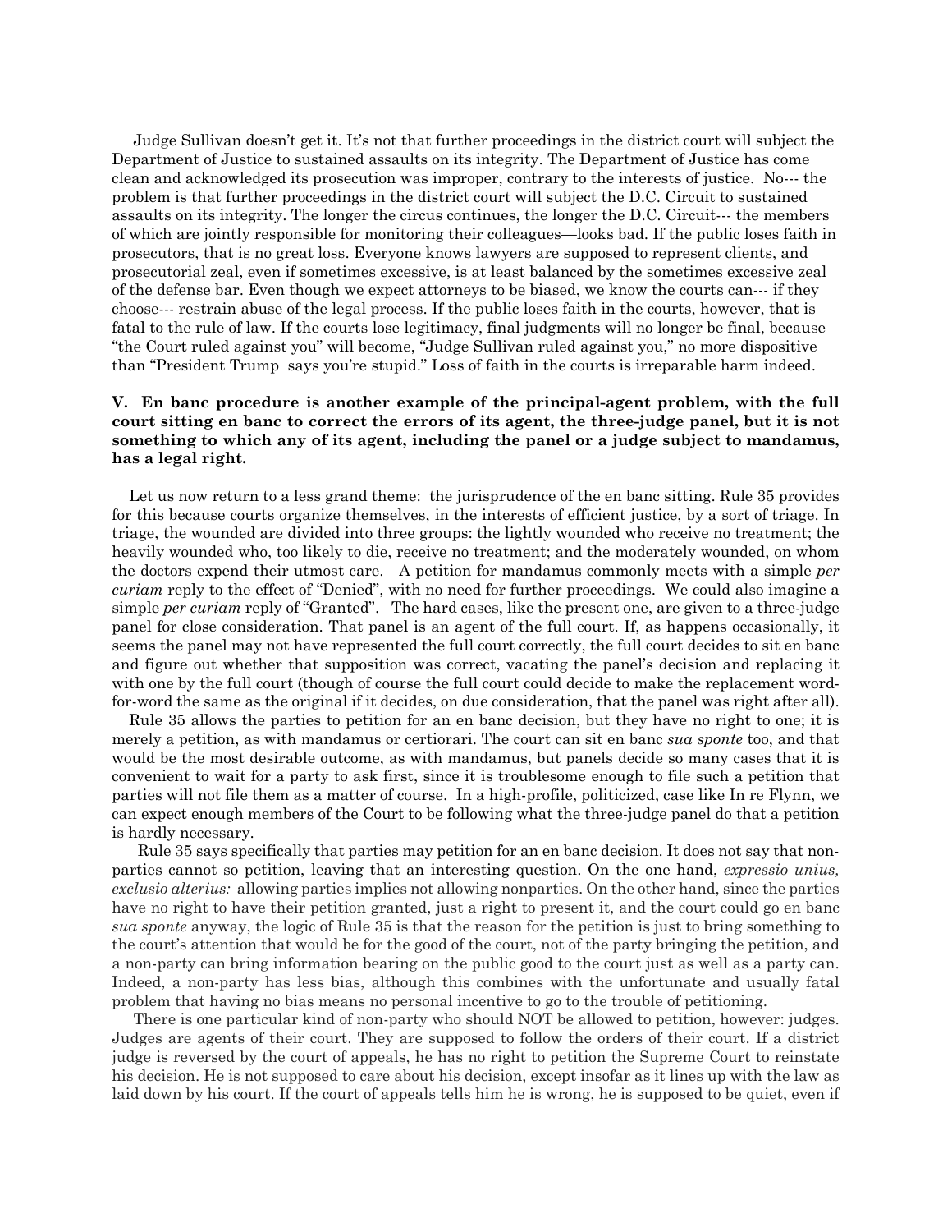Judge Sullivan doesn't get it. It's not that further proceedings in the district court will subject the Department of Justice to sustained assaults on its integrity. The Department of Justice has come clean and acknowledged its prosecution was improper, contrary to the interests of justice. No--- the problem is that further proceedings in the district court will subject the D.C. Circuit to sustained assaults on its integrity. The longer the circus continues, the longer the D.C. Circuit--- the members of which are jointly responsible for monitoring their colleagues—looks bad. If the public loses faith in prosecutors, that is no great loss. Everyone knows lawyers are supposed to represent clients, and prosecutorial zeal, even if sometimes excessive, is at least balanced by the sometimes excessive zeal of the defense bar. Even though we expect attorneys to be biased, we know the courts can--- if they choose--- restrain abuse of the legal process. If the public loses faith in the courts, however, that is fatal to the rule of law. If the courts lose legitimacy, final judgments will no longer be final, because "the Court ruled against you" will become, "Judge Sullivan ruled against you," no more dispositive than "President Trump says you're stupid." Loss of faith in the courts is irreparable harm indeed.

**V. En banc procedure is another example of the principal-agent problem, with the full court sitting en banc to correct the errors of its agent, the three-judge panel, but it is not something to which any of its agent, including the panel or a judge subject to mandamus, has a legal right.**

Let us now return to a less grand theme: the jurisprudence of the en banc sitting. Rule 35 provides for this because courts organize themselves, in the interests of efficient justice, by a sort of triage. In triage, the wounded are divided into three groups: the lightly wounded who receive no treatment; the heavily wounded who, too likely to die, receive no treatment; and the moderately wounded, on whom the doctors expend their utmost care. A petition for mandamus commonly meets with a simple *per curiam* reply to the effect of "Denied", with no need for further proceedings. We could also imagine a simple *per curiam* reply of "Granted". The hard cases, like the present one, are given to a three-judge panel for close consideration. That panel is an agent of the full court. If, as happens occasionally, it seems the panel may not have represented the full court correctly, the full court decides to sit en banc and figure out whether that supposition was correct, vacating the panel's decision and replacing it with one by the full court (though of course the full court could decide to make the replacement word-for-word the same as the original if it decides, on due consideration, that the panel was right after all).

Rule 35 allows the parties to petition for an en banc decision, but they have no right to one; it is merely a petition, as with mandamus or certiorari. The court can sit en banc *sua sponte* too, and that would be the most desirable outcome, as with mandamus, but panels decide so many cases that it is convenient to wait for a party to ask first, since it is troublesome enough to file such a petition that parties will not file them as a matter of course. In a high-profile, politicized, case like In re Flynn, we can expect enough members of the Court to be following what the three-judge panel do that a petition is hardly necessary.

Rule 35 says specifically that parties may petition for an en banc decision. It does not say that non-parties cannot so petition, leaving that an interesting question. On the one hand, *expressio unius, exclusio alterius:* allowing parties implies not allowing nonparties. On the other hand, since the parties have no right to have their petition granted, just a right to present it, and the court could go en banc *sua sponte* anyway, the logic of Rule 35 is that the reason for the petition is just to bring something to the court's attention that would be for the good of the court, not of the party bringing the petition, and a non-party can bring information bearing on the public good to the court just as well as a party can. Indeed, a non-party has less bias, although this combines with the unfortunate and usually fatal problem that having no bias means no personal incentive to go to the trouble of petitioning.

There is one particular kind of non-party who should NOT be allowed to petition, however: judges. Judges are agents of their court. They are supposed to follow the orders of their court. If a district judge is reversed by the court of appeals, he has no right to petition the Supreme Court to reinstate his decision. He is not supposed to care about his decision, except insofar as it lines up with the law as laid down by his court. If the court of appeals tells him he is wrong, he is supposed to be quiet, even if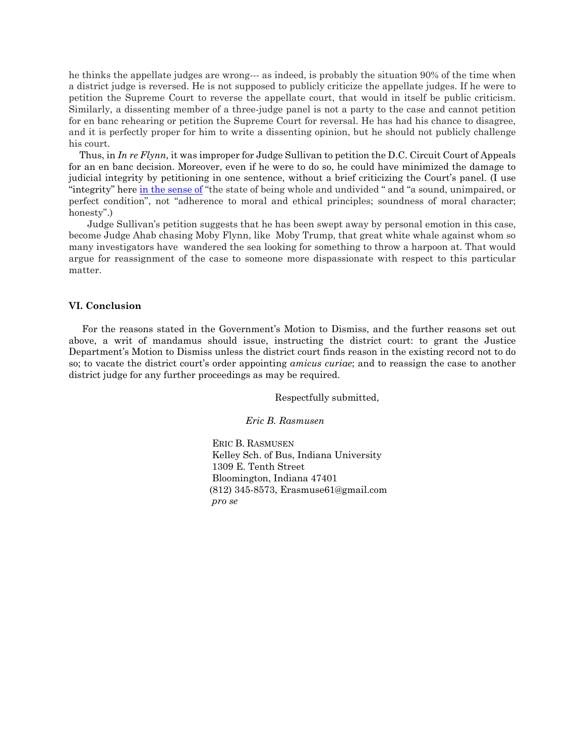he thinks the appellate judges are wrong--- as indeed, is probably the situation 90% of the time when a district judge is reversed. He is not supposed to publicly criticize the appellate judges. If he were to petition the Supreme Court to reverse the appellate court, that would in itself be public criticism. Similarly, a dissenting member of a three-judge panel is not a party to the case and cannot petition for en banc rehearing or petition the Supreme Court for reversal. He has had his chance to disagree, and it is perfectly proper for him to write a dissenting opinion, but he should not publicly challenge his court.

Thus, in *In re Flynn,* it was improper for Judge Sullivan to petition the D.C. Circuit Court of Appeals for an en banc decision. Moreover, even if he were to do so, he could have minimized the damage to judicial integrity by petitioning in one sentence, without a brief criticizing the Court's panel. (I use "integrity" here in the sense of "the state of being whole and undivided " and "a sound, unimpaired, or perfect condition", not "adherence to moral and ethical principles; soundness of moral character; honesty".)

Judge Sullivan's petition suggests that he has been swept away by personal emotion in this case, become Judge Ahab chasing Moby Flynn, like Moby Trump, that great white whale against whom so many investigators have wandered the sea looking for something to throw a harpoon at. That would argue for reassignment of the case to someone more dispassionate with respect to this particular matter.

### VI. Conclusion

For the reasons stated in the Government's Motion to Dismiss, and the further reasons set out above, a writ of mandamus should issue, instructing the district court: to grant the Justice Department's Motion to Dismiss unless the district court finds reason in the existing record not to do so; to vacate the district court's order appointing *amicus curiae*; and to reassign the case to another district judge for any further proceedings as may be required.

Respectfully submitted,

*Eric B. Rasmusen*

ERIC B. RASMUSEN
Kelley Sch. of Bus, Indiana University
1309 E. Tenth Street
Bloomington, Indiana 47401
(812) 345-8573, Erasmuse61@gmail.com
*pro se*